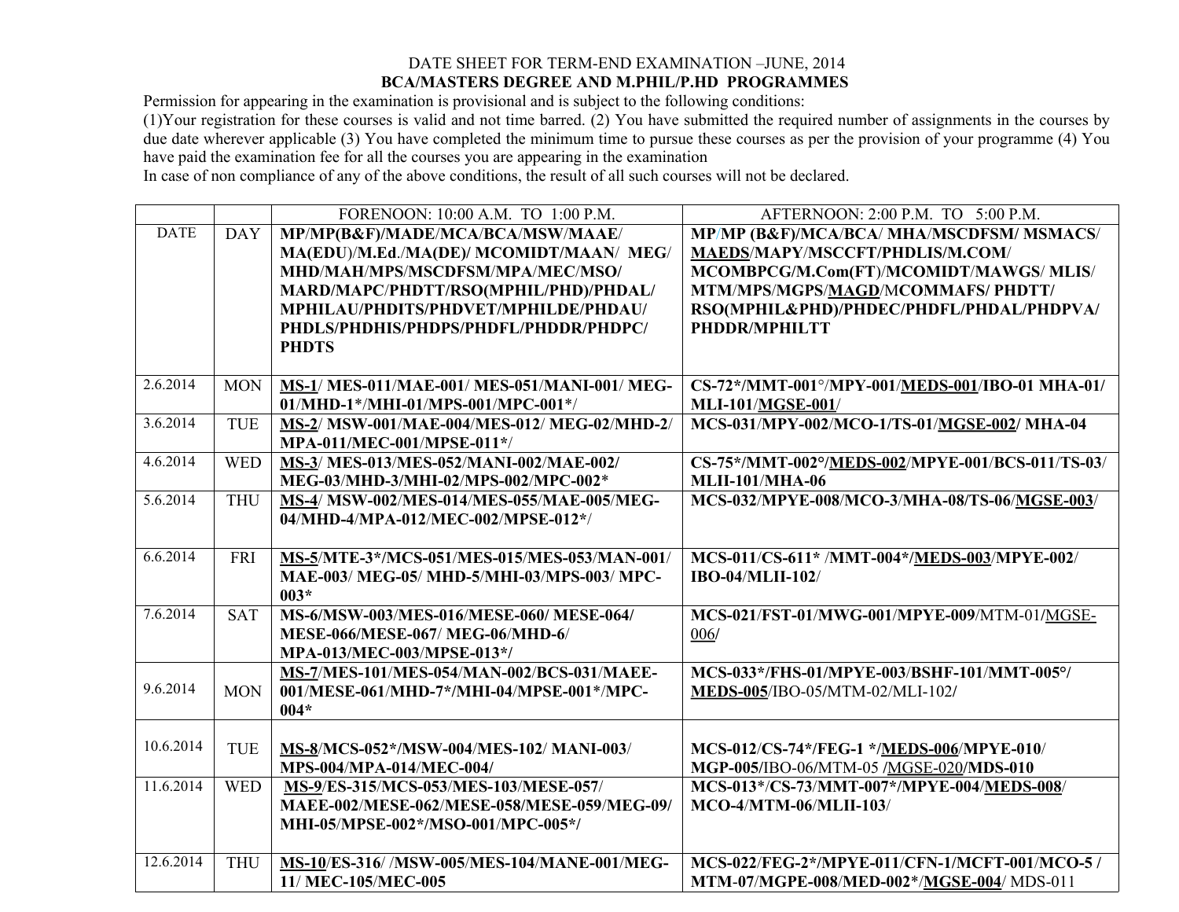DATE SHEET FOR TERM-END EXAMINATION –JUNE, 2014

**BCA/MASTERS DEGREE AND M.PHIL/P.HD PROGRAMMES**

Permission for appearing in the examination is provisional and is subject to the following conditions:

(1)Your registration for these courses is valid and not time barred. (2) You have submitted the required number of assignments in the courses by due date wherever applicable (3) You have completed the minimum time to pursue these courses as per the provision of your programme (4) You have paid the examination fee for all the courses you are appearing in the examination

In case of non compliance of any of the above conditions, the result of all such courses will not be declared.

| | | FORENOON: 10:00 A.M. TO 1:00 P.M. | AFTERNOON: 2:00 P.M. TO 5:00 P.M. |
|---|---|---|---|
| DATE | DAY | **MP/MP(B&F)/MADE/MCA/BCA/MSW/MAAE/ MA(EDU)/M.Ed./MA(DE)/ MCOMIDT/MAAN/ MEG/ MHD/MAH/MPS/MSCDFSM/MPA/MEC/MSO/ MARD/MAPC/PHDTT/RSO(MPHIL/PHD)/PHDAL/ MPHILAU/PHDITS/PHDVET/MPHILDE/PHDAU/ PHDLS/PHDHIS/PHDPS/PHDFL/PHDDR/PHDPC/ PHDTS** | **MP/MP (B&F)/MCA/BCA/ MHA/MSCDFSM/ MSMACS/ MAEDS/MAPY/MSCCFT/PHDLIS/M.COM/ MCOMBPCG/M.Com(FT)/MCOMIDT/MAWGS/ MLIS/ MTM/MPS/MGPS/MAGD/MCOMMAFS/ PHDTT/ RSO(MPHIL&PHD)/PHDEC/PHDFL/PHDAL/PHDPVA/ PHDDR/MPHILTT** |
| 2.6.2014 | MON | **MS-1/ MES-011/MAE-001/ MES-051/MANI-001/ MEG-01/MHD-1*/MHI-01/MPS-001/MPC-001*/** | **CS-72*/MMT-001°/MPY-001/MEDS-001/IBO-01 MHA-01/ MLI-101/MGSE-001/** |
| 3.6.2014 | TUE | **MS-2/ MSW-001/MAE-004/MES-012/ MEG-02/MHD-2/ MPA-011/MEC-001/MPSE-011*/** | **MCS-031/MPY-002/MCO-1/TS-01/MGSE-002/ MHA-04** |
| 4.6.2014 | WED | **MS-3/ MES-013/MES-052/MANI-002/MAE-002/ MEG-03/MHD-3/MHI-02/MPS-002/MPC-002*** | **CS-75*/MMT-002°/MEDS-002/MPYE-001/BCS-011/TS-03/ MLII-101/MHA-06** |
| 5.6.2014 | THU | **MS-4/ MSW-002/MES-014/MES-055/MAE-005/MEG-04/MHD-4/MPA-012/MEC-002/MPSE-012*/** | **MCS-032/MPYE-008/MCO-3/MHA-08/TS-06/MGSE-003/** |
| 6.6.2014 | FRI | **MS-5/MTE-3*/MCS-051/MES-015/MES-053/MAN-001/ MAE-003/ MEG-05/ MHD-5/MHI-03/MPS-003/ MPC-003*** | **MCS-011/CS-611* /MMT-004*/MEDS-003/MPYE-002/ IBO-04/MLII-102/** |
| 7.6.2014 | SAT | **MS-6/MSW-003/MES-016/MESE-060/ MESE-064/ MESE-066/MESE-067/ MEG-06/MHD-6/ MPA-013/MEC-003/MPSE-013*/** | **MCS-021/FST-01/MWG-001/MPYE-009**/MTM-01/MGSE-006**/** |
| 9.6.2014 | MON | **MS-7/MES-101/MES-054/MAN-002/BCS-031/MAEE-001/MESE-061/MHD-7*/MHI-04/MPSE-001*/MPC-004*** | **MCS-033*/FHS-01/MPYE-003/BSHF-101/MMT-005°/ MEDS-005**/IBO-05/MTM-02/MLI-102**/** |
| 10.6.2014 | TUE | **MS-8/MCS-052*/MSW-004/MES-102/ MANI-003/ MPS-004/MPA-014/MEC-004/** | **MCS-012/CS-74*/FEG-1 */MEDS-006/MPYE-010/ MGP-005/**IBO-06/MTM-05 **/**MGSE-020**/MDS-010** |
| 11.6.2014 | WED | **MS-9/ES-315/MCS-053/MES-103/MESE-057/ MAEE-002/MESE-062/MESE-058/MESE-059/MEG-09/ MHI-05/MPSE-002*/MSO-001/MPC-005*/** | **MCS-013*/CS-73/MMT-007*/MPYE-004/MEDS-008/ MCO-4/MTM-06/MLII-103/** |
| 12.6.2014 | THU | **MS-10/ES-316/ /MSW-005/MES-104/MANE-001/MEG-11/ MEC-105/MEC-005** | **MCS-022/FEG-2*/MPYE-011/CFN-1/MCFT-001/MCO-5 / MTM-07/MGPE-008/MED-002*/MGSE-004/** MDS-011 |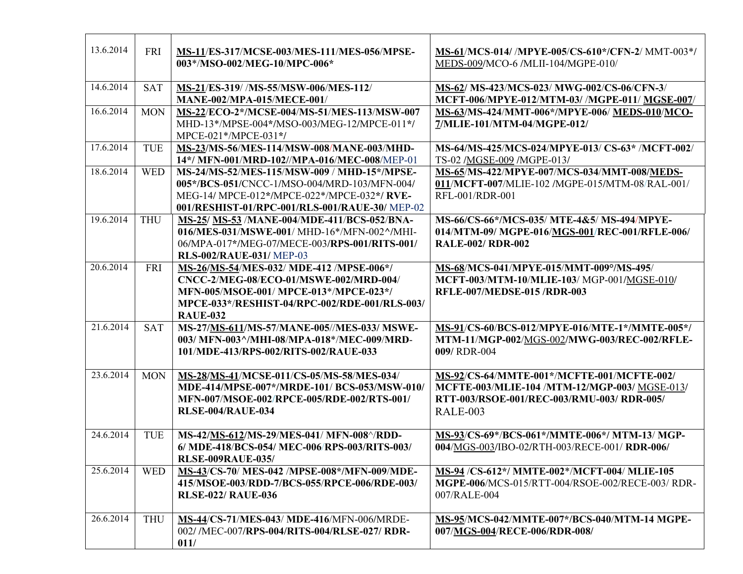| | | | |
|---|---|---|---|
| 13.6.2014 | FRI | MS-11/ES-317/MCSE-003/MES-111/MES-056/MPSE-003*/MSO-002/MEG-10/MPC-006* | MS-61/MCS-014/ /MPYE-005/CS-610*/CFN-2/ MMT-003*/ MEDS-009/MCO-6 /MLII-104/MGPE-010/ |
| 14.6.2014 | SAT | MS-21/ES-319/ /MS-55/MSW-006/MES-112/ MANE-002/MPA-015/MECE-001/ | MS-62/ MS-423/MCS-023/ MWG-002/CS-06/CFN-3/ MCFT-006/MPYE-012/MTM-03/ /MGPE-011/ MGSE-007/ |
| 16.6.2014 | MON | MS-22/ECO-2*/MCSE-004/MS-51/MES-113/MSW-007 MHD-13*/MPSE-004*/MSO-003/MEG-12/MPCE-011*/ MPCE-021*/MPCE-031*/ | MS-63/MS-424/MMT-006*/MPYE-006/ MEDS-010/MCO-7/MLIE-101/MTM-04/MGPE-012/ |
| 17.6.2014 | TUE | MS-23/MS-56/MES-114/MSW-008/MANE-003/MHD-14*/ MFN-001/MRD-102//MPA-016/MEC-008/MEP-01 | MS-64/MS-425/MCS-024/MPYE-013/ CS-63* /MCFT-002/ TS-02 /MGSE-009 /MGPE-013/ |
| 18.6.2014 | WED | MS-24/MS-52/MES-115/MSW-009 / MHD-15*/MPSE-005*/BCS-051/CNCC-1/MSO-004/MRD-103/MFN-004/ MEG-14/ MPCE-012*/MPCE-022*/MPCE-032*/ RVE-001/RESHIST-01/RPC-001/RLS-001/RAUE-30/ MEP-02 | MS-65/MS-422/MPYE-007/MCS-034/MMT-008/MEDS-011/MCFT-007/MLIE-102 /MGPE-015/MTM-08/RAL-001/ RFL-001/RDR-001 |
| 19.6.2014 | THU | MS-25/ MS-53 /MANE-004/MDE-411/BCS-052/BNA-016/MES-031/MSWE-001/ MHD-16*/MFN-002^/MHI-06/MPA-017*/MEG-07/MECE-003/RPS-001/RITS-001/ RLS-002/RAUE-031/ MEP-03 | MS-66/CS-66*/MCS-035/ MTE-4&5/ MS-494/MPYE-014/MTM-09/ MGPE-016/MGS-001/REC-001/RFLE-006/ RALE-002/ RDR-002 |
| 20.6.2014 | FRI | MS-26/MS-54/MES-032/ MDE-412 /MPSE-006*/ CNCC-2/MEG-08/ECO-01/MSWE-002/MRD-004/ MFN-005/MSOE-001/ MPCE-013*/MPCE-023*/ MPCE-033*/RESHIST-04/RPC-002/RDE-001/RLS-003/ RAUE-032 | MS-68/MCS-041/MPYE-015/MMT-009°/MS-495/ MCFT-003/MTM-10/MLIE-103/ MGP-001/MGSE-010/ RFLE-007/MEDSE-015 /RDR-003 |
| 21.6.2014 | SAT | MS-27/MS-611/MS-57/MANE-005//MES-033/ MSWE-003/ MFN-003^/MHI-08/MPA-018*/MEC-009/MRD-101/MDE-413/RPS-002/RITS-002/RAUE-033 | MS-91/CS-60/BCS-012/MPYE-016/MTE-1*/MMTE-005*/ MTM-11/MGP-002/MGS-002/MWG-003/REC-002/RFLE-009/ RDR-004 |
| 23.6.2014 | MON | MS-28/MS-41/MCSE-011/CS-05/MS-58/MES-034/ MDE-414/MPSE-007*/MRDE-101/ BCS-053/MSW-010/ MFN-007/MSOE-002/RPCE-005/RDE-002/RTS-001/ RLSE-004/RAUE-034 | MS-92/CS-64/MMTE-001*/MCFTE-001/MCFTE-002/ MCFTE-003/MLIE-104 /MTM-12/MGP-003/ MGSE-013/ RTT-003/RSOE-001/REC-003/RMU-003/ RDR-005/ RALE-003 |
| 24.6.2014 | TUE | MS-42/MS-612/MS-29/MES-041/ MFN-008^/RDD-6/ MDE-418/BCS-054/ MEC-006/RPS-003/RITS-003/ RLSE-009RAUE-035/ | MS-93/CS-69*/BCS-061*/MMTE-006*/ MTM-13/ MGP-004/MGS-003/IBO-02/RTH-003/RECE-001/ RDR-006/ |
| 25.6.2014 | WED | MS-43/CS-70/ MES-042 /MPSE-008*/MFN-009/MDE-415/MSOE-003/RDD-7/BCS-055/RPCE-006/RDE-003/ RLSE-022/ RAUE-036 | MS-94 /CS-612*/ MMTE-002*/MCFT-004/ MLIE-105 MGPE-006/MCS-015/RTT-004/RSOE-002/RECE-003/ RDR-007/RALE-004 |
| 26.6.2014 | THU | MS-44/CS-71/MES-043/ MDE-416/MFN-006/MRDE-002/ /MEC-007/RPS-004/RITS-004/RLSE-027/ RDR-011/ | MS-95/MCS-042/MMTE-007*/BCS-040/MTM-14 MGPE-007/MGS-004/RECE-006/RDR-008/ |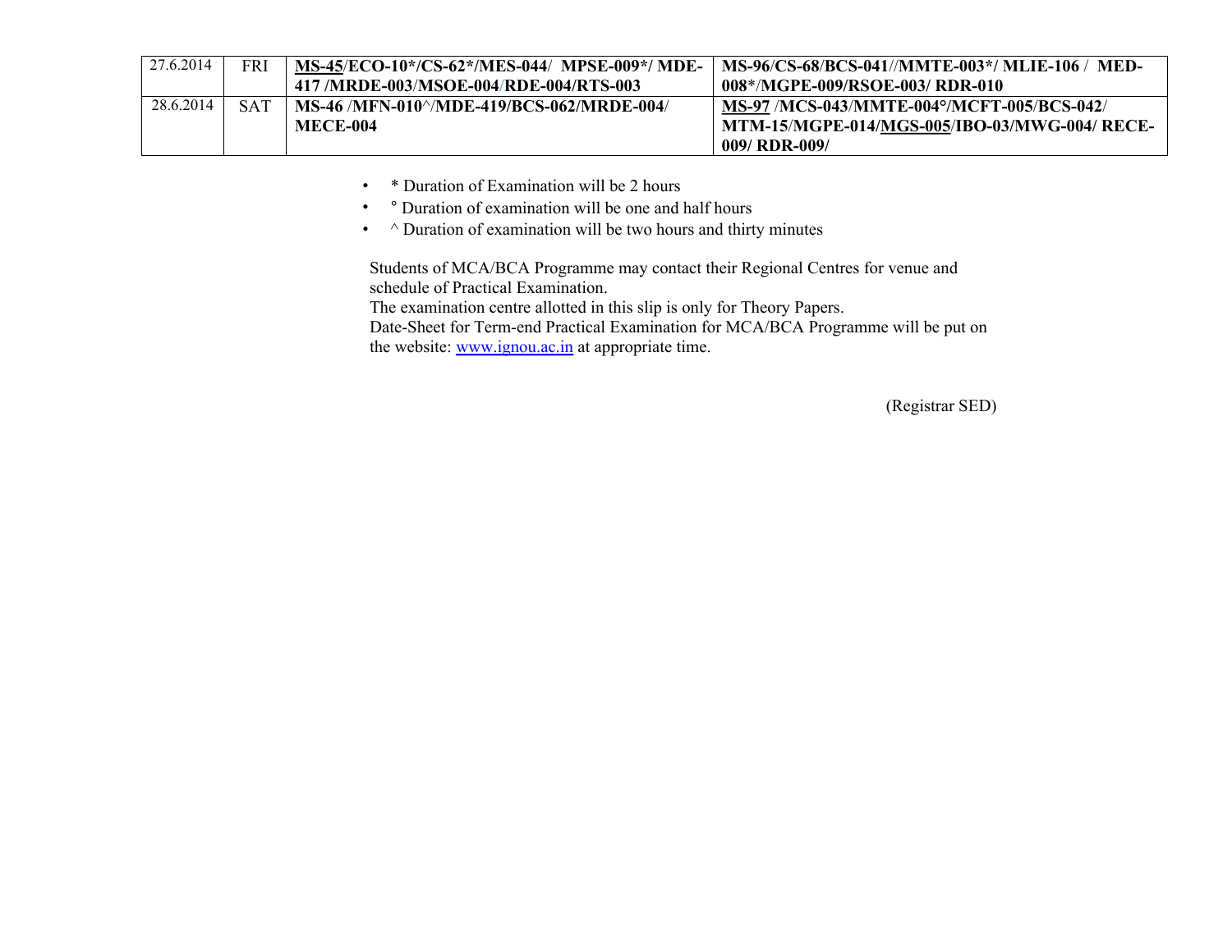| | | | |
|---|---|---|---|
| 27.6.2014 | FRI | **MS-45/ECO-10*/CS-62*/MES-044/ MPSE-009*/ MDE-417 /MRDE-003/MSOE-004/RDE-004/RTS-003** | **MS-96/CS-68/BCS-041//MMTE-003*/ MLIE-106 / MED-008*/MGPE-009/RSOE-003/ RDR-010** |
| 28.6.2014 | SAT | **MS-46 /MFN-010^/MDE-419/BCS-062/MRDE-004/ MECE-004** | **MS-97 /MCS-043/MMTE-004°/MCFT-005/BCS-042/ MTM-15/MGPE-014/MGS-005/IBO-03/MWG-004/ RECE-009/ RDR-009/** |

- * Duration of Examination will be 2 hours
- ° Duration of examination will be one and half hours
- ^ Duration of examination will be two hours and thirty minutes

Students of MCA/BCA Programme may contact their Regional Centres for venue and schedule of Practical Examination.
The examination centre allotted in this slip is only for Theory Papers.
Date-Sheet for Term-end Practical Examination for MCA/BCA Programme will be put on the website: www.ignou.ac.in at appropriate time.

(Registrar SED)